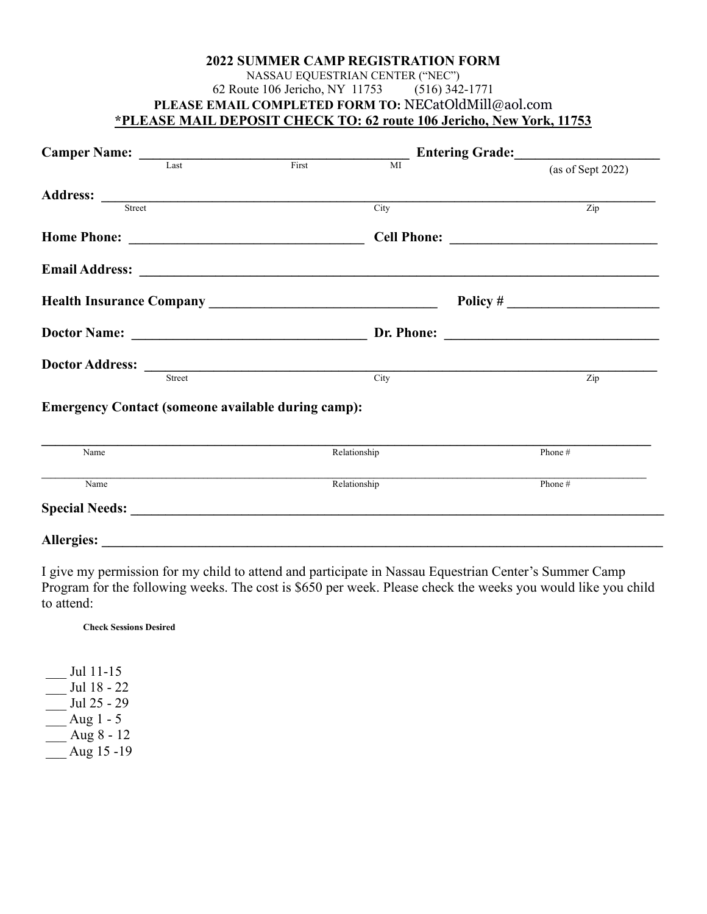# 2022 SUMMER CAMP REGISTRATION FORM

NASSAU EQUESTRIAN CENTER ("NEC")
62 Route 106 Jericho, NY 11753 (516) 342-1771

**PLEASE EMAIL COMPLETED FORM TO:** NECatOldMill@aol.com

***PLEASE MAIL DEPOSIT CHECK TO: 62 route 106 Jericho, New York, 11753**

**Camper Name:** ______________________________________ **Entering Grade:**____________________
Last First MI (as of Sept 2022)

**Address:** ________________________________________________________________________________
Street City Zip

**Home Phone:** _________________________________ **Cell Phone:** _____________________________

**Email Address:** ___________________________________________________________________________

**Health Insurance Company** _________________________________ **Policy #** ______________________

**Doctor Name:** _________________________________ **Dr. Phone:** ______________________________

**Doctor Address:** __________________________________________________________________________
Street City Zip

**Emergency Contact (someone available during camp):**

_____________________________________________________________________________________________
Name Relationship Phone #

_____________________________________________________________________________________________
Name Relationship Phone #

**Special Needs:** ___________________________________________________________________________

**Allergies:** _______________________________________________________________________________

I give my permission for my child to attend and participate in Nassau Equestrian Center's Summer Camp Program for the following weeks. The cost is $650 per week. Please check the weeks you would like you child to attend:

**Check Sessions Desired**

___ Jul 11-15
___ Jul 18 - 22
___ Jul 25 - 29
___ Aug 1 - 5
___ Aug 8 - 12
___ Aug 15 -19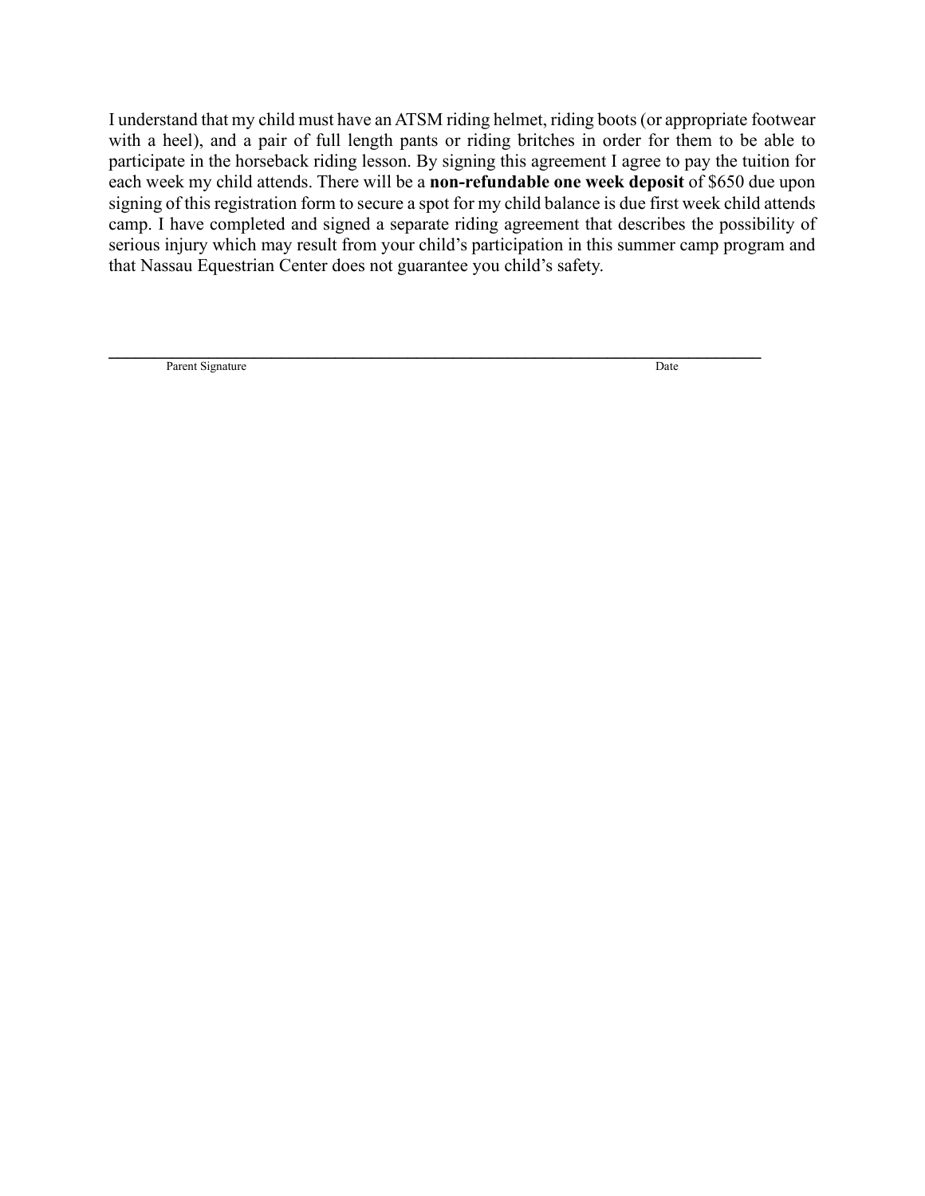I understand that my child must have an ATSM riding helmet, riding boots (or appropriate footwear with a heel), and a pair of full length pants or riding britches in order for them to be able to participate in the horseback riding lesson. By signing this agreement I agree to pay the tuition for each week my child attends. There will be a **non-refundable one week deposit** of $650 due upon signing of this registration form to secure a spot for my child balance is due first week child attends camp. I have completed and signed a separate riding agreement that describes the possibility of serious injury which may result from your child's participation in this summer camp program and that Nassau Equestrian Center does not guarantee you child's safety.

\_\_\_\_\_\_\_\_\_\_\_\_\_\_\_\_\_\_\_\_\_\_\_\_\_\_\_\_\_\_\_\_\_\_\_\_\_\_\_\_\_\_\_\_\_\_\_\_\_\_\_\_\_\_\_\_\_\_\_\_\_\_\_\_\_\_\_\_\_\_

Parent Signature                                                                                                    Date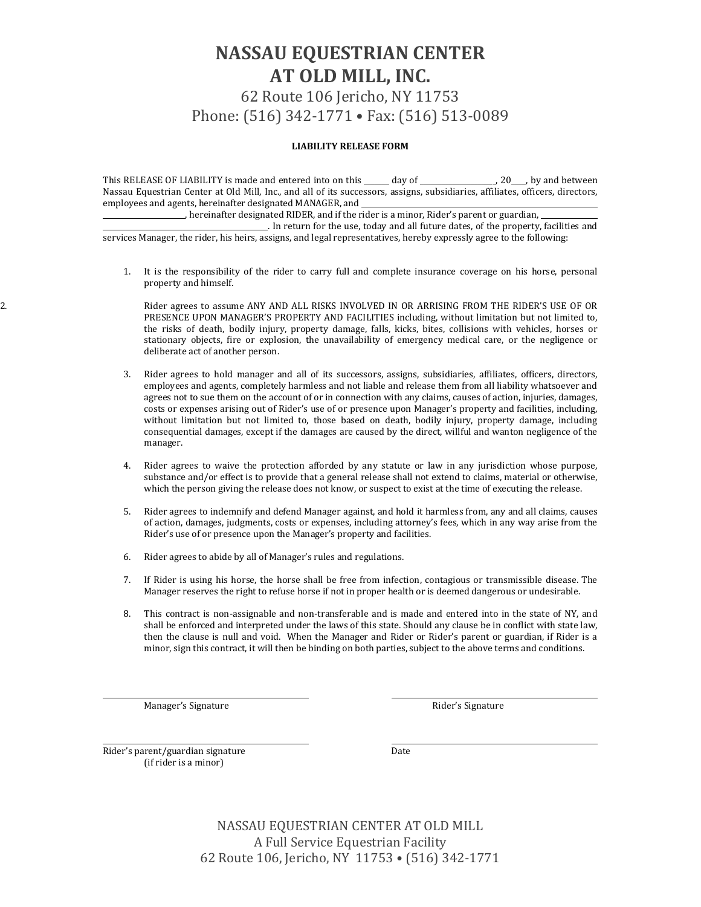# NASSAU EQUESTRIAN CENTER AT OLD MILL, INC.

62 Route 106 Jericho, NY 11753

Phone: (516) 342-1771 • Fax: (516) 513-0089

**LIABILITY RELEASE FORM**

This RELEASE OF LIABILITY is made and entered into on this _______ day of ___________________, 20____, by and between Nassau Equestrian Center at Old Mill, Inc., and all of its successors, assigns, subsidiaries, affiliates, officers, directors, employees and agents, hereinafter designated MANAGER, and ______________________________________________, hereinafter designated RIDER, and if the rider is a minor, Rider's parent or guardian, ______________________________________________. In return for the use, today and all future dates, of the property, facilities and services Manager, the rider, his heirs, assigns, and legal representatives, hereby expressly agree to the following:

1. It is the responsibility of the rider to carry full and complete insurance coverage on his horse, personal property and himself.

2. Rider agrees to assume ANY AND ALL RISKS INVOLVED IN OR ARRISING FROM THE RIDER'S USE OF OR PRESENCE UPON MANAGER'S PROPERTY AND FACILITIES including, without limitation but not limited to, the risks of death, bodily injury, property damage, falls, kicks, bites, collisions with vehicles, horses or stationary objects, fire or explosion, the unavailability of emergency medical care, or the negligence or deliberate act of another person.

3. Rider agrees to hold manager and all of its successors, assigns, subsidiaries, affiliates, officers, directors, employees and agents, completely harmless and not liable and release them from all liability whatsoever and agrees not to sue them on the account of or in connection with any claims, causes of action, injuries, damages, costs or expenses arising out of Rider's use of or presence upon Manager's property and facilities, including, without limitation but not limited to, those based on death, bodily injury, property damage, including consequential damages, except if the damages are caused by the direct, willful and wanton negligence of the manager.

4. Rider agrees to waive the protection afforded by any statute or law in any jurisdiction whose purpose, substance and/or effect is to provide that a general release shall not extend to claims, material or otherwise, which the person giving the release does not know, or suspect to exist at the time of executing the release.

5. Rider agrees to indemnify and defend Manager against, and hold it harmless from, any and all claims, causes of action, damages, judgments, costs or expenses, including attorney's fees, which in any way arise from the Rider's use of or presence upon the Manager's property and facilities.

6. Rider agrees to abide by all of Manager's rules and regulations.

7. If Rider is using his horse, the horse shall be free from infection, contagious or transmissible disease. The Manager reserves the right to refuse horse if not in proper health or is deemed dangerous or undesirable.

8. This contract is non-assignable and non-transferable and is made and entered into in the state of NY, and shall be enforced and interpreted under the laws of this state. Should any clause be in conflict with state law, then the clause is null and void. When the Manager and Rider or Rider's parent or guardian, if Rider is a minor, sign this contract, it will then be binding on both parties, subject to the above terms and conditions.

______________________________ Manager's Signature

______________________________ Rider's Signature

______________________________ Rider's parent/guardian signature (if rider is a minor)

______________________________ Date

NASSAU EQUESTRIAN CENTER AT OLD MILL

A Full Service Equestrian Facility

62 Route 106, Jericho, NY 11753 • (516) 342-1771